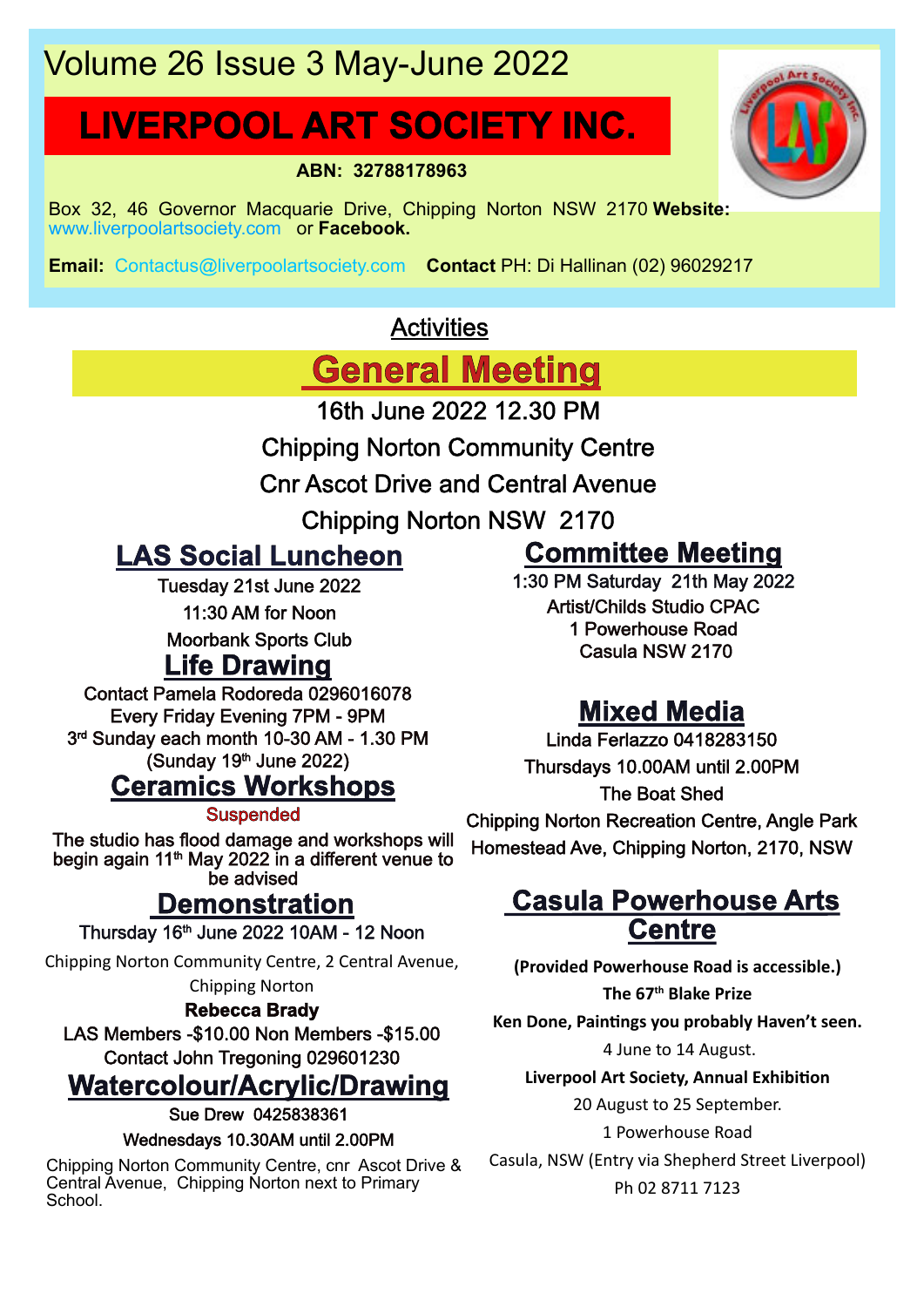Volume 26 Issue 3 May-June 2022

# LIVERPOOL ART SOCIETY INC.

**ABN: 32788178963**

Box 32, 46 Governor Macquarie Drive, Chipping Norton NSW 2170 **Website:** www.liverpoolartsociety.com or **Facebook.**

**Email:** Contactus@liverpoolartsociety.com **Contact** PH: Di Hallinan (02) 96029217

## Activities

## General Meeting

16th June 2022 12.30 PM

Chipping Norton Community Centre

Cnr Ascot Drive and Central Avenue

Chipping Norton NSW 2170

### LAS Social Luncheon

Tuesday 21st June 2022

11:30 AM for Noon

Moorbank Sports Club

### Life Drawing

Contact Pamela Rodoreda 0296016078

Every Friday Evening 7PM - 9PM

3rd Sunday each month 10-30 AM - 1.30 PM

(Sunday 19th June 2022)

### Ceramics Workshops

Suspended

The studio has flood damage and workshops will begin again 11th May 2022 in a different venue to be advised

### Demonstration

Thursday 16th June 2022 10AM - 12 Noon

Chipping Norton Community Centre, 2 Central Avenue, Chipping Norton

**Rebecca Brady**

LAS Members -$10.00 Non Members -$15.00

Contact John Tregoning 029601230

### Watercolour/Acrylic/Drawing

Sue Drew 0425838361

Wednesdays 10.30AM until 2.00PM

Chipping Norton Community Centre, cnr Ascot Drive & Central Avenue, Chipping Norton next to Primary School.

### Committee Meeting

1:30 PM Saturday 21th May 2022

Artist/Childs Studio CPAC

1 Powerhouse Road

Casula NSW 2170

### Mixed Media

Linda Ferlazzo 0418283150

Thursdays 10.00AM until 2.00PM

The Boat Shed

Chipping Norton Recreation Centre, Angle Park

Homestead Ave, Chipping Norton, 2170, NSW

### Casula Powerhouse Arts Centre

**(Provided Powerhouse Road is accessible.)**

**The 67th Blake Prize**

**Ken Done, Paintings you probably Haven't seen.**

4 June to 14 August.

**Liverpool Art Society, Annual Exhibition**

20 August to 25 September.

1 Powerhouse Road

Casula, NSW (Entry via Shepherd Street Liverpool)

Ph 02 8711 7123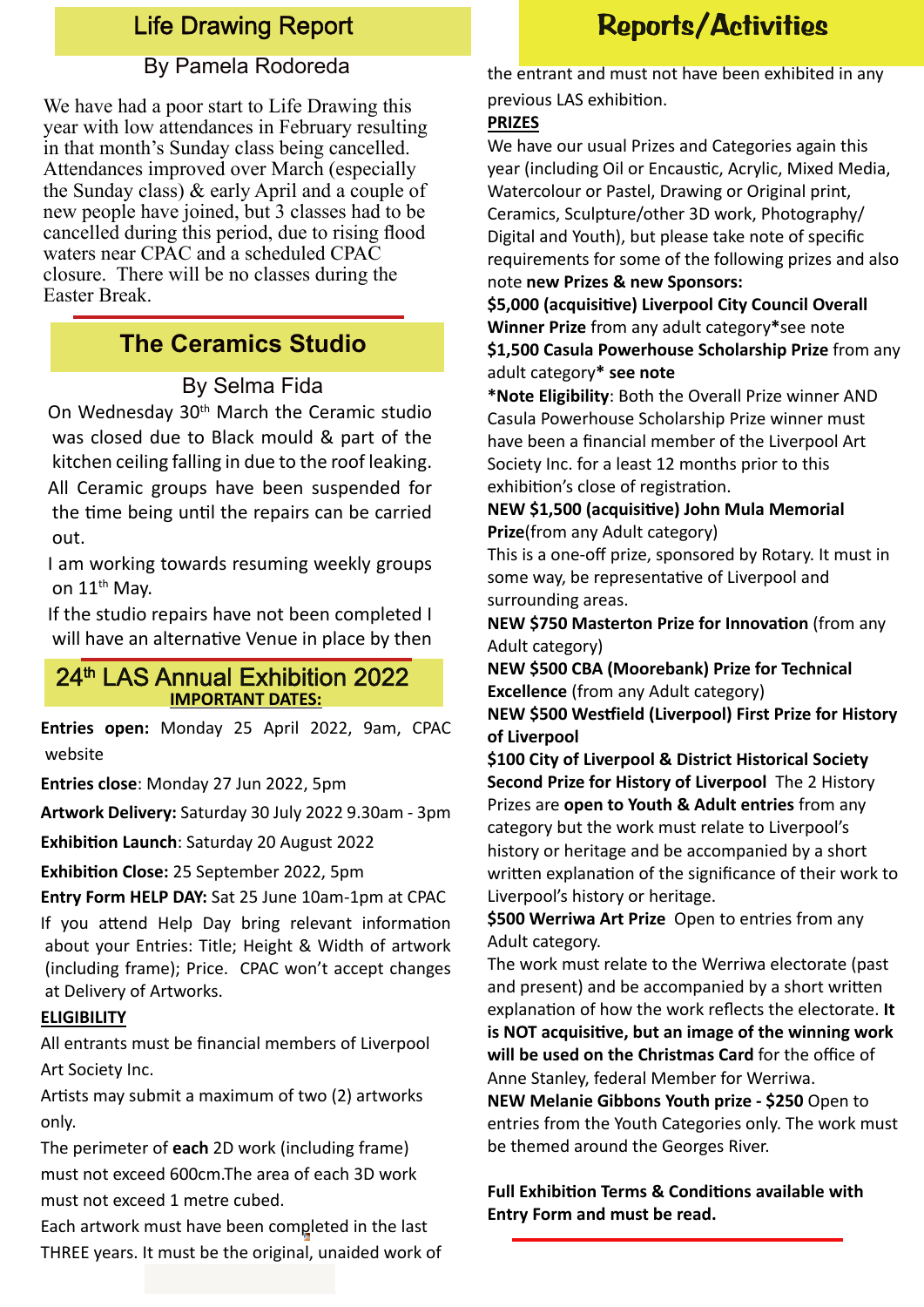## Life Drawing Report

By Pamela Rodoreda

We have had a poor start to Life Drawing this year with low attendances in February resulting in that month's Sunday class being cancelled. Attendances improved over March (especially the Sunday class) & early April and a couple of new people have joined, but 3 classes had to be cancelled during this period, due to rising flood waters near CPAC and a scheduled CPAC closure. There will be no classes during the Easter Break.

## The Ceramics Studio

By Selma Fida

On Wednesday 30th March the Ceramic studio was closed due to Black mould & part of the kitchen ceiling falling in due to the roof leaking.

All Ceramic groups have been suspended for the time being until the repairs can be carried out.

I am working towards resuming weekly groups on 11th May.

If the studio repairs have not been completed I will have an alternative Venue in place by then

## 24th LAS Annual Exhibition 2022

**IMPORTANT DATES:**

**Entries open:** Monday 25 April 2022, 9am, CPAC website

**Entries close**: Monday 27 Jun 2022, 5pm

**Artwork Delivery:** Saturday 30 July 2022 9.30am - 3pm

**Exhibition Launch**: Saturday 20 August 2022

**Exhibition Close:** 25 September 2022, 5pm

**Entry Form HELP DAY:** Sat 25 June 10am-1pm at CPAC

If you attend Help Day bring relevant information about your Entries: Title; Height & Width of artwork (including frame); Price. CPAC won't accept changes at Delivery of Artworks.

**ELIGIBILITY**

All entrants must be financial members of Liverpool Art Society Inc.

Artists may submit a maximum of two (2) artworks only.

The perimeter of **each** 2D work (including frame) must not exceed 600cm.The area of each 3D work must not exceed 1 metre cubed.

Each artwork must have been completed in the last THREE years. It must be the original, unaided work of the entrant and must not have been exhibited in any previous LAS exhibition.

**PRIZES**

We have our usual Prizes and Categories again this year (including Oil or Encaustic, Acrylic, Mixed Media, Watercolour or Pastel, Drawing or Original print, Ceramics, Sculpture/other 3D work, Photography/Digital and Youth), but please take note of specific requirements for some of the following prizes and also note **new Prizes & new Sponsors:**

**$5,000 (acquisitive) Liverpool City Council Overall Winner Prize** from any adult category*see note

**$1,500 Casula Powerhouse Scholarship Prize** from any adult category**\* see note**

**\*Note Eligibility**: Both the Overall Prize winner AND Casula Powerhouse Scholarship Prize winner must have been a financial member of the Liverpool Art Society Inc. for a least 12 months prior to this exhibition's close of registration.

**NEW $1,500 (acquisitive) John Mula Memorial Prize**(from any Adult category)

This is a one-off prize, sponsored by Rotary. It must in some way, be representative of Liverpool and surrounding areas.

**NEW $750 Masterton Prize for Innovation** (from any Adult category)

**NEW $500 CBA (Moorebank) Prize for Technical Excellence** (from any Adult category)

**NEW $500 Westfield (Liverpool) First Prize for History of Liverpool**

**$100 City of Liverpool & District Historical Society Second Prize for History of Liverpool** The 2 History Prizes are **open to Youth & Adult entries** from any category but the work must relate to Liverpool's history or heritage and be accompanied by a short written explanation of the significance of their work to Liverpool's history or heritage.

**$500 Werriwa Art Prize** Open to entries from any Adult category.

The work must relate to the Werriwa electorate (past and present) and be accompanied by a short written explanation of how the work reflects the electorate. **It is NOT acquisitive, but an image of the winning work will be used on the Christmas Card** for the office of Anne Stanley, federal Member for Werriwa.

**NEW Melanie Gibbons Youth prize - $250** Open to entries from the Youth Categories only. The work must be themed around the Georges River.

**Full Exhibition Terms & Conditions available with Entry Form and must be read.**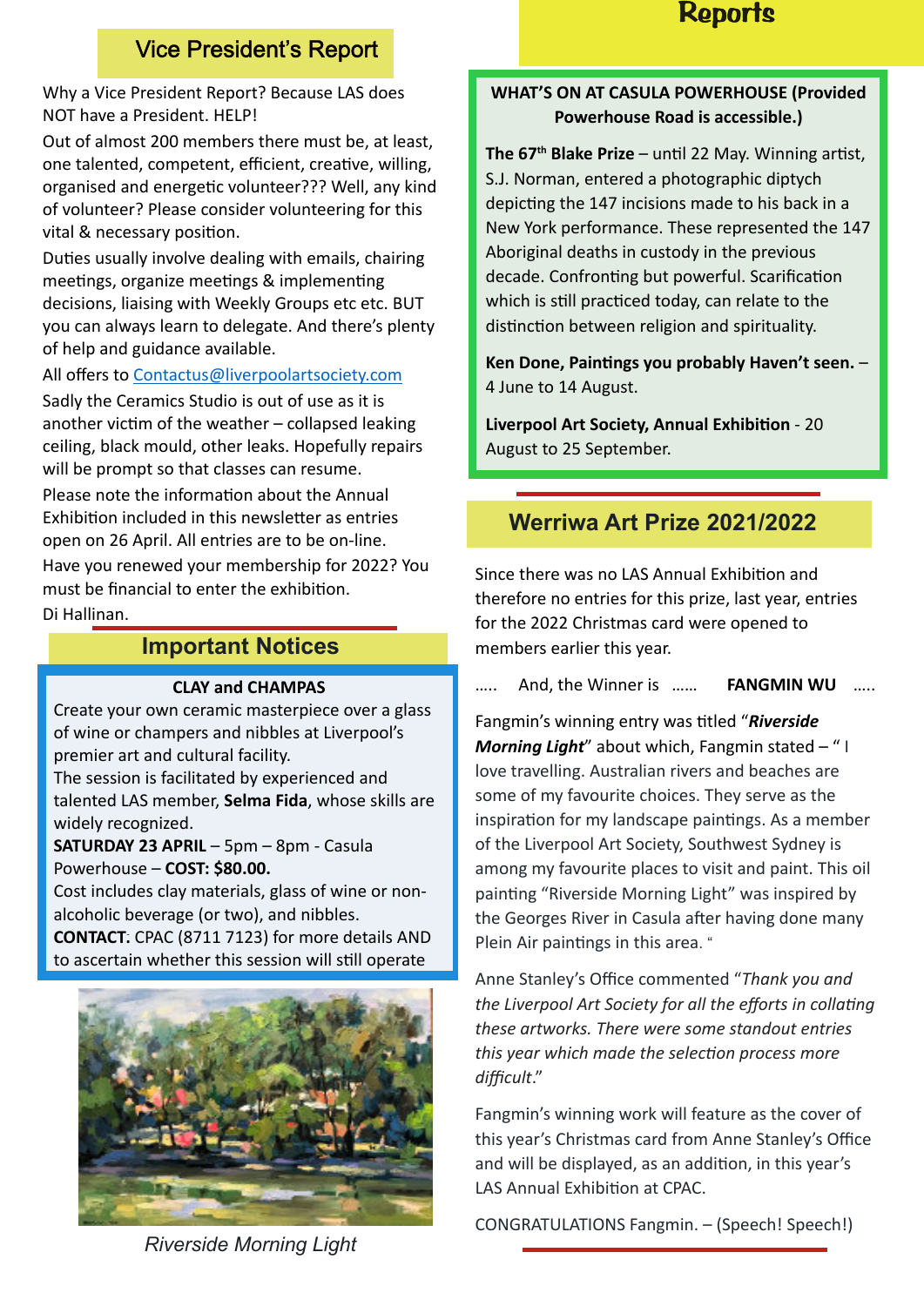## Vice President's Report

Why a Vice President Report? Because LAS does NOT have a President. HELP!

Out of almost 200 members there must be, at least, one talented, competent, efficient, creative, willing, organised and energetic volunteer??? Well, any kind of volunteer? Please consider volunteering for this vital & necessary position.

Duties usually involve dealing with emails, chairing meetings, organize meetings & implementing decisions, liaising with Weekly Groups etc etc. BUT you can always learn to delegate. And there's plenty of help and guidance available.

All offers to Contactus@liverpoolartsociety.com

Sadly the Ceramics Studio is out of use as it is another victim of the weather – collapsed leaking ceiling, black mould, other leaks. Hopefully repairs will be prompt so that classes can resume.

Please note the information about the Annual Exhibition included in this newsletter as entries open on 26 April. All entries are to be on-line.

Have you renewed your membership for 2022? You must be financial to enter the exhibition.

Di Hallinan.

## Important Notices

**CLAY and CHAMPAS**

Create your own ceramic masterpiece over a glass of wine or champers and nibbles at Liverpool's premier art and cultural facility.

The session is facilitated by experienced and talented LAS member, **Selma Fida**, whose skills are widely recognized.

**SATURDAY 23 APRIL** – 5pm – 8pm - Casula Powerhouse – **COST: $80.00.**

Cost includes clay materials, glass of wine or non-alcoholic beverage (or two), and nibbles.

**CONTACT**: CPAC (8711 7123) for more details AND to ascertain whether this session will still operate

*Riverside Morning Light*

## Reports

**WHAT'S ON AT CASULA POWERHOUSE (Provided Powerhouse Road is accessible.)**

**The 67th Blake Prize** – until 22 May. Winning artist, S.J. Norman, entered a photographic diptych depicting the 147 incisions made to his back in a New York performance. These represented the 147 Aboriginal deaths in custody in the previous decade. Confronting but powerful. Scarification which is still practiced today, can relate to the distinction between religion and spirituality.

**Ken Done, Paintings you probably Haven't seen.** – 4 June to 14 August.

**Liverpool Art Society, Annual Exhibition** - 20 August to 25 September.

## Werriwa Art Prize 2021/2022

Since there was no LAS Annual Exhibition and therefore no entries for this prize, last year, entries for the 2022 Christmas card were opened to members earlier this year.

….. And, the Winner is …… **FANGMIN WU** …..

Fangmin's winning entry was titled "***Riverside Morning Light***" about which, Fangmin stated – " I love travelling. Australian rivers and beaches are some of my favourite choices. They serve as the inspiration for my landscape paintings. As a member of the Liverpool Art Society, Southwest Sydney is among my favourite places to visit and paint. This oil painting "Riverside Morning Light" was inspired by the Georges River in Casula after having done many Plein Air paintings in this area. "

Anne Stanley's Office commented "*Thank you and the Liverpool Art Society for all the efforts in collating these artworks. There were some standout entries this year which made the selection process more difficult*."

Fangmin's winning work will feature as the cover of this year's Christmas card from Anne Stanley's Office and will be displayed, as an addition, in this year's LAS Annual Exhibition at CPAC.

CONGRATULATIONS Fangmin. – (Speech! Speech!)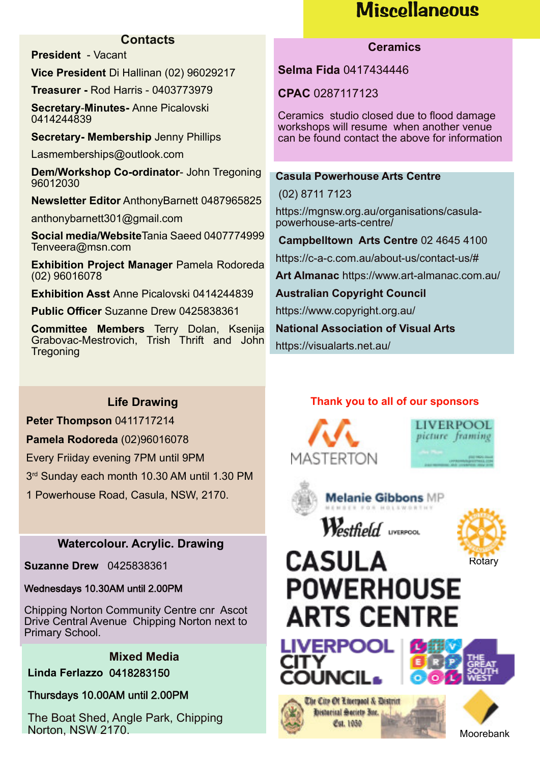# Miscellaneous

## Contacts

**President** - Vacant

**Vice President** Di Hallinan (02) 96029217

**Treasurer -** Rod Harris - 0403773979

**Secretary-Minutes-** Anne Picalovski 0414244839

**Secretary- Membership** Jenny Phillips

Lasmemberships@outlook.com

**Dem/Workshop Co-ordinator**- John Tregoning 96012030

**Newsletter Editor** AnthonyBarnett 0487965825

anthonybarnett301@gmail.com

**Social media/Website**Tania Saeed 0407774999 Tenveera@msn.com

**Exhibition Project Manager** Pamela Rodoreda (02) 96016078

**Exhibition Asst** Anne Picalovski 0414244839

**Public Officer** Suzanne Drew 0425838361

**Committee Members** Terry Dolan, Ksenija Grabovac-Mestrovich, Trish Thrift and John Tregoning

## Life Drawing

**Peter Thompson** 0411717214

**Pamela Rodoreda** (02)96016078

Every Friiday evening 7PM until 9PM

3rd Sunday each month 10.30 AM until 1.30 PM

1 Powerhouse Road, Casula, NSW, 2170.

## Watercolour. Acrylic. Drawing

**Suzanne Drew** 0425838361

Wednesdays 10.30AM until 2.00PM

Chipping Norton Community Centre cnr Ascot Drive Central Avenue Chipping Norton next to Primary School.

## Mixed Media

**Linda Ferlazzo** 0418283150

Thursdays 10.00AM until 2.00PM

The Boat Shed, Angle Park, Chipping Norton, NSW 2170.

## Ceramics

**Selma Fida** 0417434446

**CPAC** 0287117123

Ceramics studio closed due to flood damage workshops will resume when another venue can be found contact the above for information

**Casula Powerhouse Arts Centre**

(02) 8711 7123

https://mgnsw.org.au/organisations/casula-powerhouse-arts-centre/

**Campbelltown Arts Centre** 02 4645 4100

https://c-a-c.com.au/about-us/contact-us/#

**Art Almanac** https://www.art-almanac.com.au/

**Australian Copyright Council**

https://www.copyright.org.au/

**National Association of Visual Arts**

https://visualarts.net.au/

**Thank you to all of our sponsors**

MASTERTON

LIVERPOOL picture framing

Melanie Gibbons MP

Westfield Liverpool

Rotary

CASULA POWERHOUSE ARTS CENTRE

LIVERPOOL CITY COUNCIL

THE GREAT SOUTH WEST

The City Of Liverpool & District Historical Society Inc. Est. 1950

Moorebank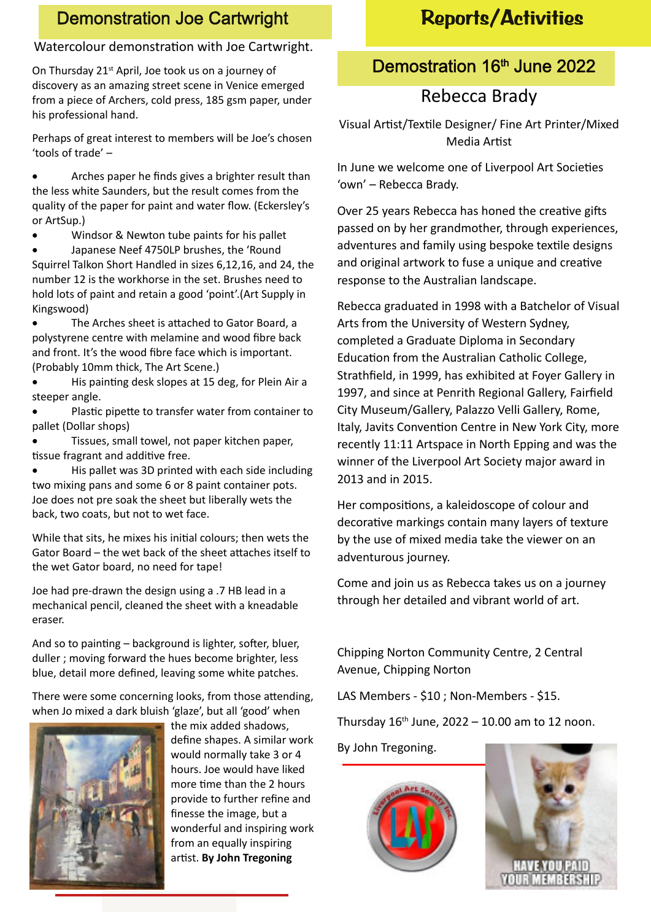## Demonstration Joe Cartwright

Watercolour demonstration with Joe Cartwright.

On Thursday 21st April, Joe took us on a journey of discovery as an amazing street scene in Venice emerged from a piece of Archers, cold press, 185 gsm paper, under his professional hand.

Perhaps of great interest to members will be Joe's chosen 'tools of trade' –

- Arches paper he finds gives a brighter result than the less white Saunders, but the result comes from the quality of the paper for paint and water flow. (Eckersley's or ArtSup.)
- Windsor & Newton tube paints for his pallet
- Japanese Neef 4750LP brushes, the 'Round Squirrel Talkon Short Handled in sizes 6,12,16, and 24, the number 12 is the workhorse in the set. Brushes need to hold lots of paint and retain a good 'point'.(Art Supply in Kingswood)
- The Arches sheet is attached to Gator Board, a polystyrene centre with melamine and wood fibre back and front. It's the wood fibre face which is important. (Probably 10mm thick, The Art Scene.)
- His painting desk slopes at 15 deg, for Plein Air a steeper angle.
- Plastic pipette to transfer water from container to pallet (Dollar shops)
- Tissues, small towel, not paper kitchen paper, tissue fragrant and additive free.
- His pallet was 3D printed with each side including two mixing pans and some 6 or 8 paint container pots. Joe does not pre soak the sheet but liberally wets the back, two coats, but not to wet face.

While that sits, he mixes his initial colours; then wets the Gator Board – the wet back of the sheet attaches itself to the wet Gator board, no need for tape!

Joe had pre-drawn the design using a .7 HB lead in a mechanical pencil, cleaned the sheet with a kneadable eraser.

And so to painting – background is lighter, softer, bluer, duller ; moving forward the hues become brighter, less blue, detail more defined, leaving some white patches.

There were some concerning looks, from those attending, when Jo mixed a dark bluish 'glaze', but all 'good' when the mix added shadows, define shapes. A similar work would normally take 3 or 4 hours. Joe would have liked more time than the 2 hours provide to further refine and finesse the image, but a wonderful and inspiring work from an equally inspiring artist. **By John Tregoning**

# Reports/Activities

## Demostration 16th June 2022

### Rebecca Brady

Visual Artist/Textile Designer/ Fine Art Printer/Mixed Media Artist

In June we welcome one of Liverpool Art Societies 'own' – Rebecca Brady.

Over 25 years Rebecca has honed the creative gifts passed on by her grandmother, through experiences, adventures and family using bespoke textile designs and original artwork to fuse a unique and creative response to the Australian landscape.

Rebecca graduated in 1998 with a Batchelor of Visual Arts from the University of Western Sydney, completed a Graduate Diploma in Secondary Education from the Australian Catholic College, Strathfield, in 1999, has exhibited at Foyer Gallery in 1997, and since at Penrith Regional Gallery, Fairfield City Museum/Gallery, Palazzo Velli Gallery, Rome, Italy, Javits Convention Centre in New York City, more recently 11:11 Artspace in North Epping and was the winner of the Liverpool Art Society major award in 2013 and in 2015.

Her compositions, a kaleidoscope of colour and decorative markings contain many layers of texture by the use of mixed media take the viewer on an adventurous journey.

Come and join us as Rebecca takes us on a journey through her detailed and vibrant world of art.

Chipping Norton Community Centre, 2 Central Avenue, Chipping Norton

LAS Members - $10 ; Non-Members - $15.

Thursday 16th June, 2022 – 10.00 am to 12 noon.

By John Tregoning.